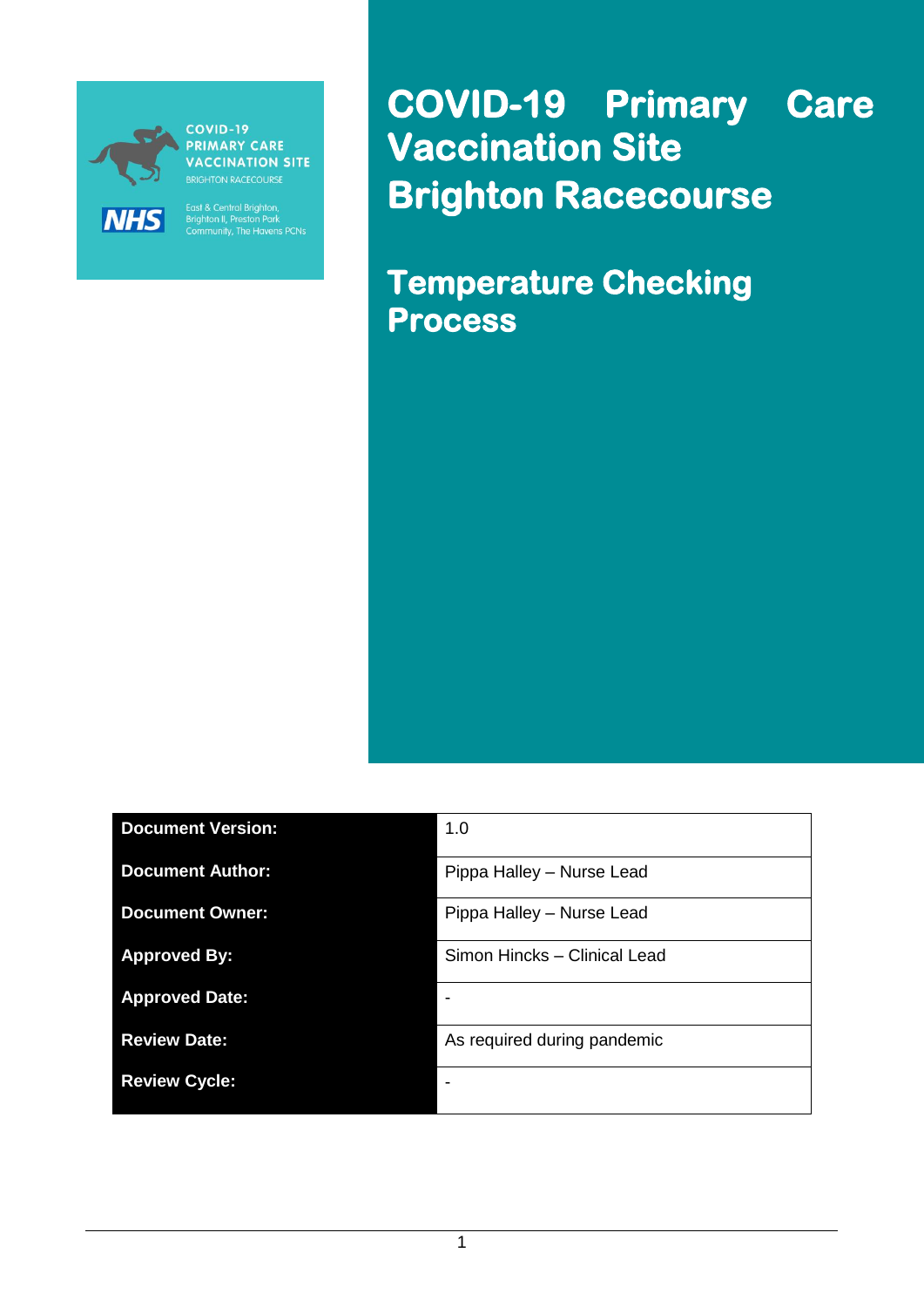# COVID-19 Primary Care Vaccination Site Brighton Racecourse

## Temperature Checking Process

| Document Version: | 1.0 |
|---|---|
| Document Author: | Pippa Halley – Nurse Lead |
| Document Owner: | Pippa Halley – Nurse Lead |
| Approved By: | Simon Hincks – Clinical Lead |
| Approved Date: | - |
| Review Date: | As required during pandemic |
| Review Cycle: | - |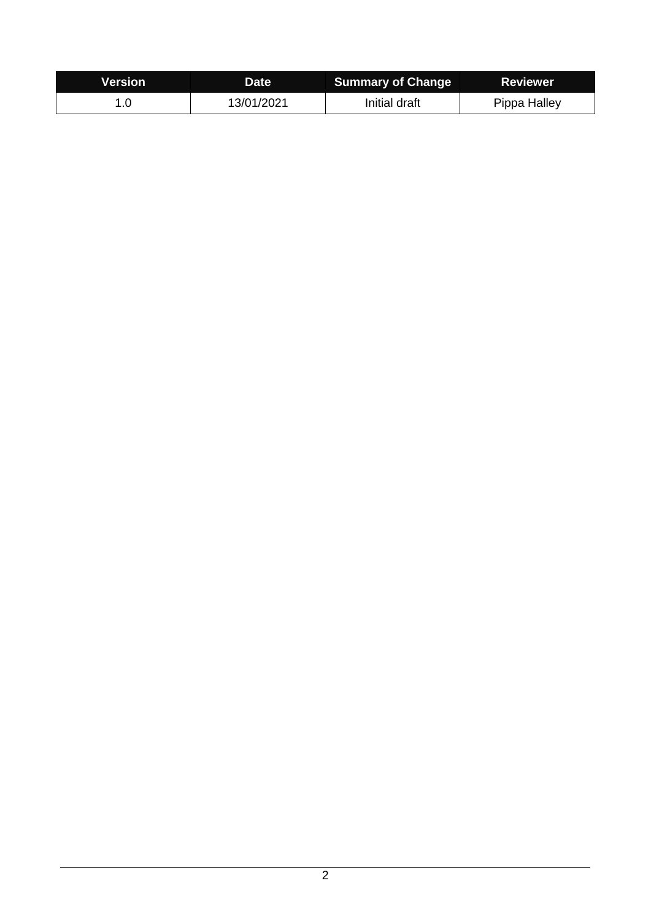| Version | Date | Summary of Change | Reviewer |
| --- | --- | --- | --- |
| 1.0 | 13/01/2021 | Initial draft | Pippa Halley |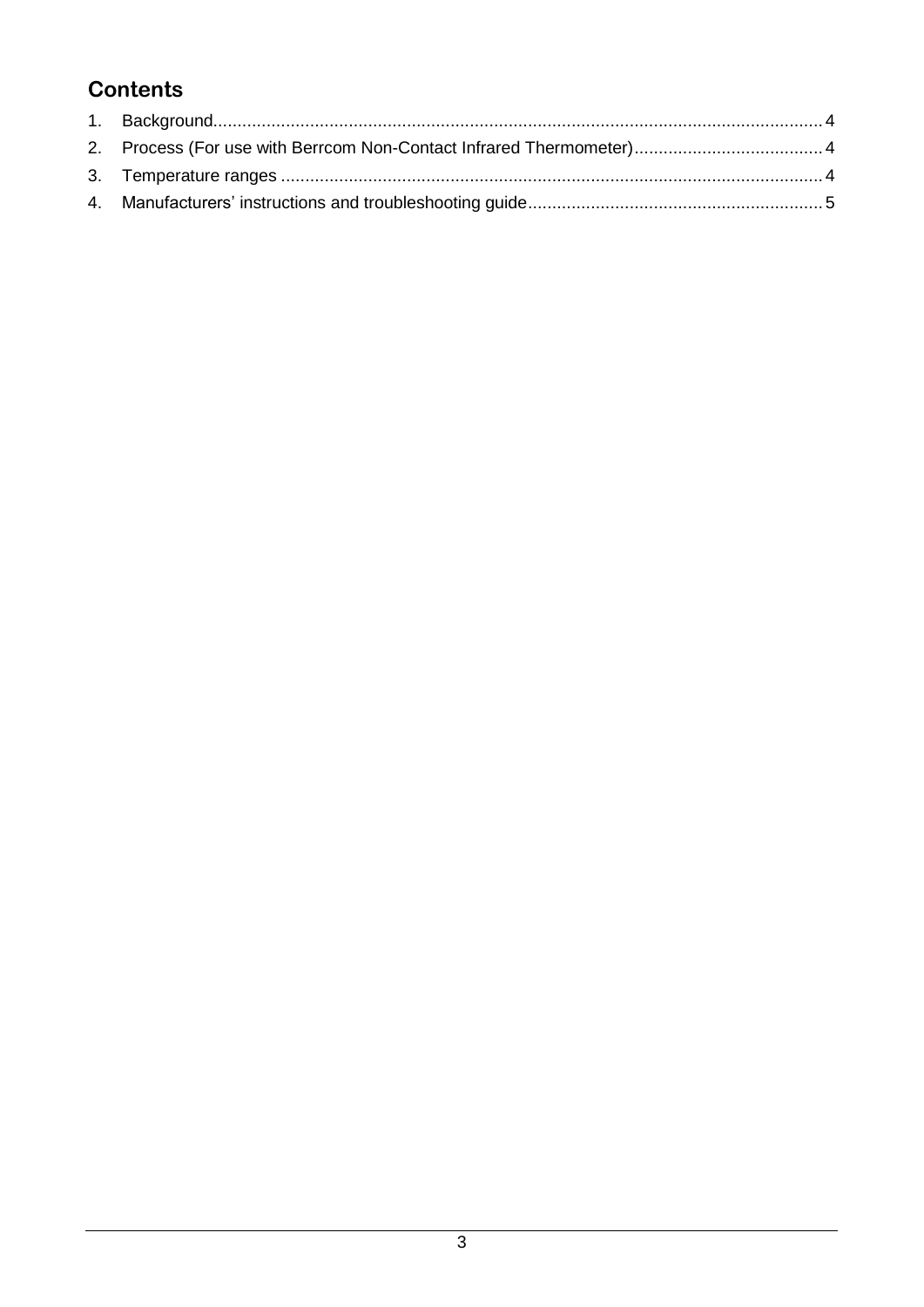## Contents

1. Background.............................................................................................................................4
2. Process (For use with Berrcom Non-Contact Infrared Thermometer).......................................4
3. Temperature ranges ................................................................................................................4
4. Manufacturers' instructions and troubleshooting guide.............................................................5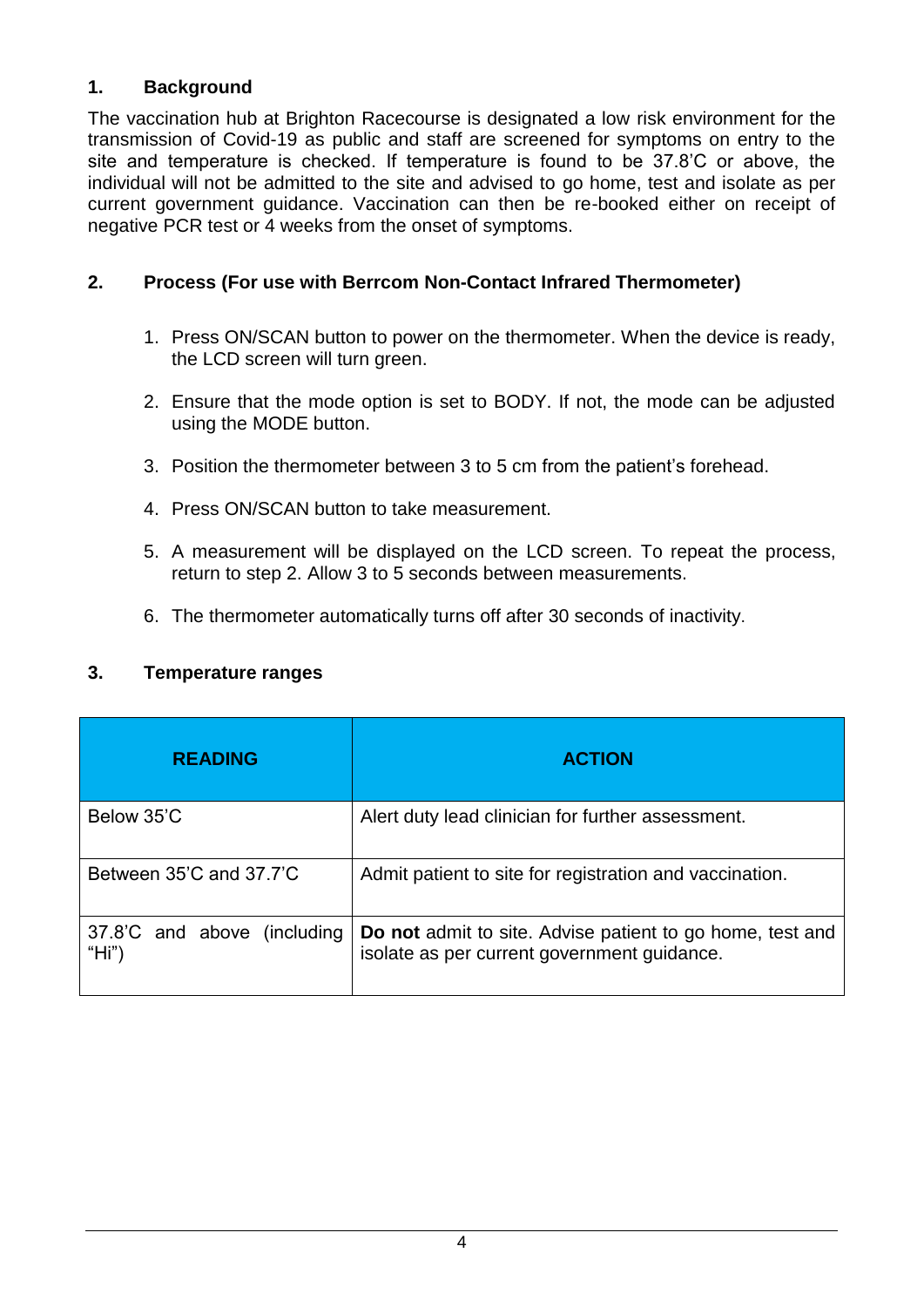## 1. Background

The vaccination hub at Brighton Racecourse is designated a low risk environment for the transmission of Covid-19 as public and staff are screened for symptoms on entry to the site and temperature is checked. If temperature is found to be 37.8'C or above, the individual will not be admitted to the site and advised to go home, test and isolate as per current government guidance. Vaccination can then be re-booked either on receipt of negative PCR test or 4 weeks from the onset of symptoms.

## 2. Process (For use with Berrcom Non-Contact Infrared Thermometer)

1. Press ON/SCAN button to power on the thermometer. When the device is ready, the LCD screen will turn green.
2. Ensure that the mode option is set to BODY. If not, the mode can be adjusted using the MODE button.
3. Position the thermometer between 3 to 5 cm from the patient's forehead.
4. Press ON/SCAN button to take measurement.
5. A measurement will be displayed on the LCD screen. To repeat the process, return to step 2. Allow 3 to 5 seconds between measurements.
6. The thermometer automatically turns off after 30 seconds of inactivity.

## 3. Temperature ranges

| READING | ACTION |
|---|---|
| Below 35'C | Alert duty lead clinician for further assessment. |
| Between 35'C and 37.7'C | Admit patient to site for registration and vaccination. |
| 37.8'C and above (including "Hi") | **Do not** admit to site. Advise patient to go home, test and isolate as per current government guidance. |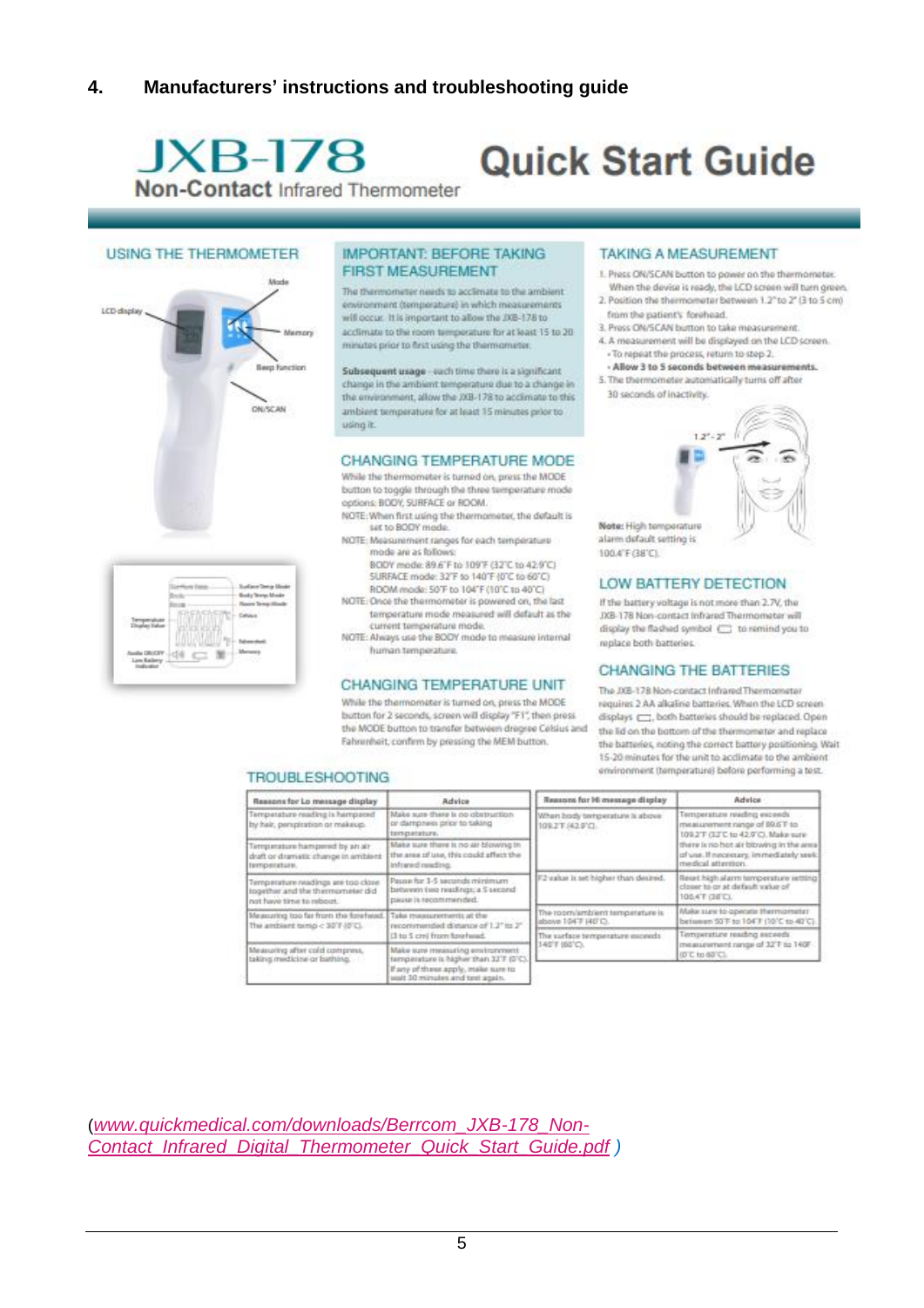## 4. Manufacturers' instructions and troubleshooting guide

# JXB-178 Quick Start Guide

**Non-Contact** Infrared Thermometer

### USING THE THERMOMETER

Mode

LCD display

Memory

Beep function

ON/SCAN

Surface Temp Mode
Body Temp Mode
Room Temp Mode
Temperature Display Value
Celsius
Fahrenheit
Audio ON/OFF
Low Battery Indicator
Memory

### IMPORTANT: BEFORE TAKING FIRST MEASUREMENT

The thermometer needs to acclimate to the ambient environment (temperature) in which measurements will occur. It is important to allow the JXB-178 to acclimate to the room temperature for at least 15 to 20 minutes prior to first using the thermometer.

**Subsequent usage** - each time there is a significant change in the ambient temperature due to a change in the environment, allow the JXB-178 to acclimate to this ambient temperature for at least 15 minutes prior to using it.

### CHANGING TEMPERATURE MODE

While the thermometer is turned on, press the MODE button to toggle through the three temperature mode options: BODY, SURFACE or ROOM.

NOTE: When first using the thermometer, the default is set to BODY mode.

NOTE: Measurement ranges for each temperature mode are as follows:
BODY mode: 89.6°F to 109°F (32°C to 42.9°C)
SURFACE mode: 32°F to 140°F (0°C to 60°C)
ROOM mode: 50°F to 104°F (10°C to 40°C)

NOTE: Once the thermometer is powered on, the last temperature mode measured will default as the current temperature mode.

NOTE: Always use the BODY mode to measure internal human temperature.

### CHANGING TEMPERATURE UNIT

While the thermometer is turned on, press the MODE button for 2 seconds, screen will display "F1", then press the MODE button to transfer between degree Celsius and Fahrenheit, confirm by pressing the MEM button.

### TAKING A MEASUREMENT

1. Press ON/SCAN button to power on the thermometer. When the devise is ready, the LCD screen will turn green.
2. Position the thermometer between 1.2" to 2" (3 to 5 cm) from the patient's forehead.
3. Press ON/SCAN button to take measurement.
4. A measurement will be displayed on the LCD screen.
   - To repeat the process, return to step 2.
   - **Allow 3 to 5 seconds between measurements.**
5. The thermometer automatically turns off after 30 seconds of inactivity.

1.2"- 2"

**Note:** High temperature alarm default setting is 100.4°F (38°C).

### LOW BATTERY DETECTION

If the battery voltage is not more than 2.7V, the JXB-178 Non-contact Infrared Thermometer will display the flashed symbol ▭ to remind you to replace both batteries.

### CHANGING THE BATTERIES

The JXB-178 Non-contact Infrared Thermometer requires 2 AA alkaline batteries. When the LCD screen displays ▭, both batteries should be replaced. Open the lid on the bottom of the thermometer and replace the batteries, noting the correct battery positioning. Wait 15-20 minutes for the unit to acclimate to the ambient environment (temperature) before performing a test.

### TROUBLESHOOTING

| Reasons for Lo message display | Advice |
|---|---|
| Temperature reading is hampered by hair, perspiration or makeup. | Make sure there is no obstruction or dampness prior to taking temperature. |
| Temperature hampered by an air draft or dramatic change in ambient temperature. | Make sure there is no air blowing in the area of use, this could affect the infrared reading. |
| Temperature readings are too close together and the thermometer did not have time to reboot. | Pause for 3-5 seconds minimum between two readings; a 5 second pause is recommended. |
| Measuring too far from the forehead. The ambient temp < 50°F (10°C). | Take measurements at the recommended distance of 1.2" to 2" (3 to 5 cm) from forehead. |
| Measuring after cold compress, taking medicine or bathing. | Make sure measuring environment temperature is higher than 32°F (0°C). If any of these apply, make sure to wait 30 minutes and test again. |

| Reasons for Hi message display | Advice |
|---|---|
| When body temperature is above 109.2°F (42.9°C). | Temperature reading exceeds measurement range of 89.6°F to 109.2°F (32°C to 42.9°C). Make sure there is no hot air blowing in the area of use. If necessary, immediately seek medical attention. |
| F2 value is set higher than desired. | Reset high alarm temperature setting closer to or at default value of 100.4°F (38°C). |
| The room/ambient temperature is above 104°F (40°C). | Make sure to operate thermometer between 50°F to 104°F (10°C to 40°C). |
| The surface temperature exceeds 140°F (60°C). | Temperature reading exceeds measurement range of 32°F to 140F (0°C to 60°C). |

(www.quickmedical.com/downloads/Berrcom_JXB-178_Non-Contact_Infrared_Digital_Thermometer_Quick_Start_Guide.pdf )